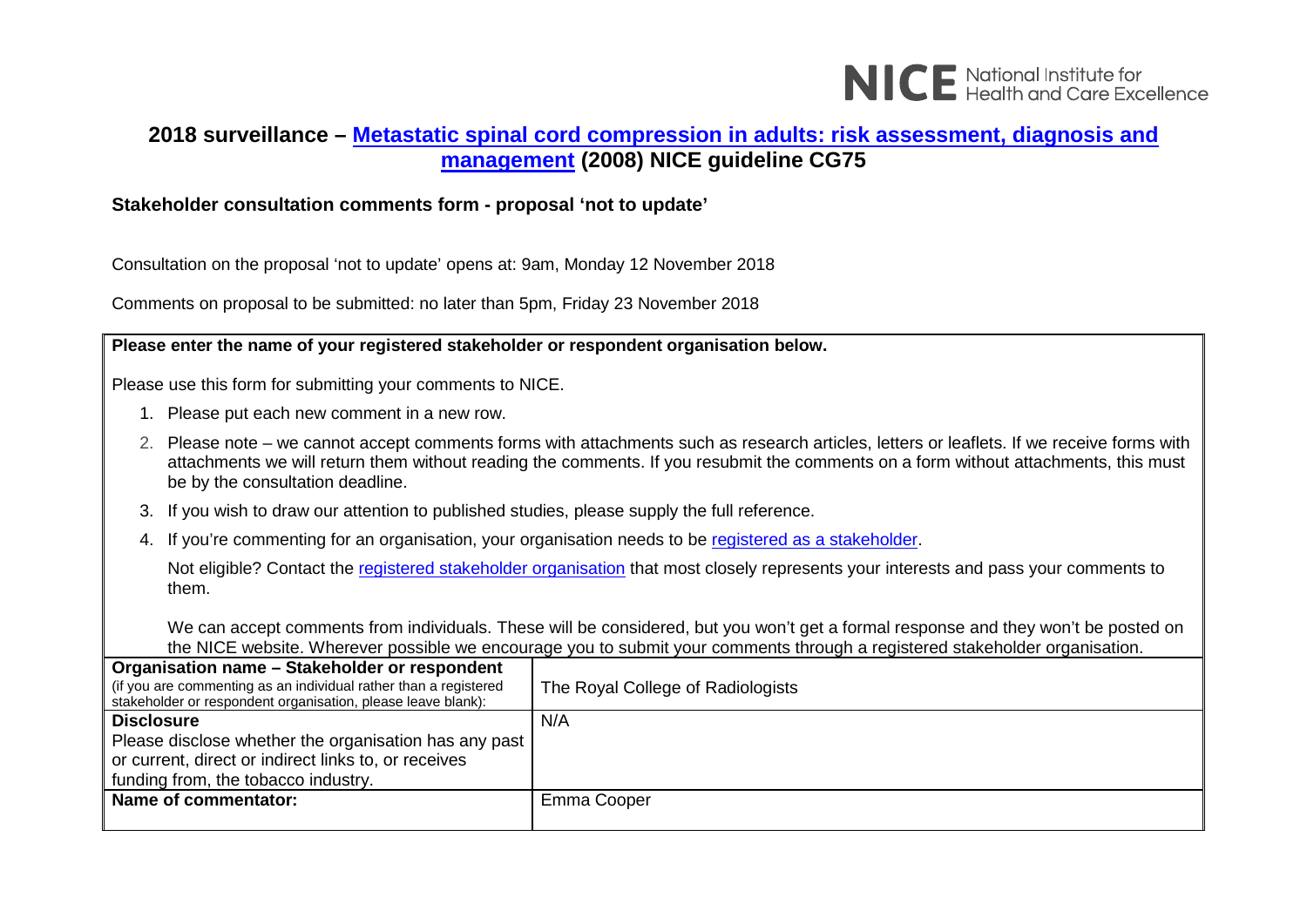NICE National Institute for Health and Care Excellence

## 2018 surveillance – [Metastatic spinal cord compression in adults: risk assessment, diagnosis and management](#) (2008) NICE guideline CG75

**Stakeholder consultation comments form - proposal 'not to update'**

Consultation on the proposal 'not to update' opens at: 9am, Monday 12 November 2018

Comments on proposal to be submitted: no later than 5pm, Friday 23 November 2018

**Please enter the name of your registered stakeholder or respondent organisation below.**

Please use this form for submitting your comments to NICE.

1. Please put each new comment in a new row.
2. Please note – we cannot accept comments forms with attachments such as research articles, letters or leaflets. If we receive forms with attachments we will return them without reading the comments. If you resubmit the comments on a form without attachments, this must be by the consultation deadline.
3. If you wish to draw our attention to published studies, please supply the full reference.
4. If you're commenting for an organisation, your organisation needs to be [registered as a stakeholder](#).

   Not eligible? Contact the [registered stakeholder organisation](#) that most closely represents your interests and pass your comments to them.

   We can accept comments from individuals. These will be considered, but you won't get a formal response and they won't be posted on the NICE website. Wherever possible we encourage you to submit your comments through a registered stakeholder organisation.

| | |
|---|---|
| **Organisation name – Stakeholder or respondent** (if you are commenting as an individual rather than a registered stakeholder or respondent organisation, please leave blank): | The Royal College of Radiologists |
| **Disclosure** Please disclose whether the organisation has any past or current, direct or indirect links to, or receives funding from, the tobacco industry. | N/A |
| **Name of commentator:** | Emma Cooper |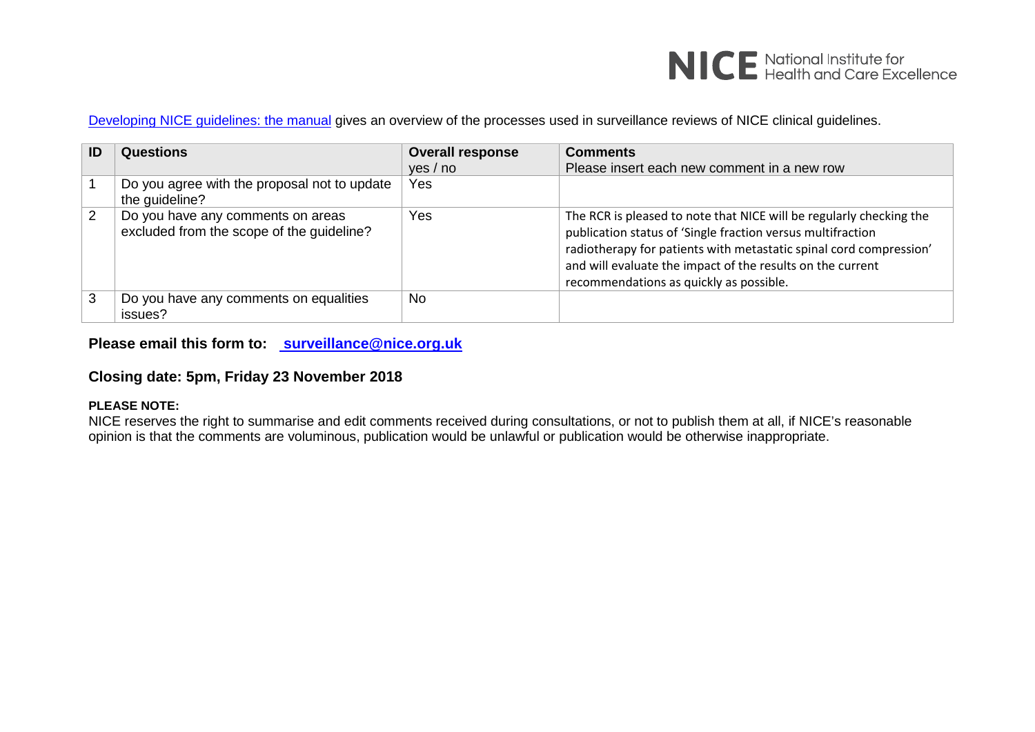Developing NICE guidelines: the manual gives an overview of the processes used in surveillance reviews of NICE clinical guidelines.

| ID | Questions | Overall response yes / no | Comments Please insert each new comment in a new row |
|---|---|---|---|
| 1 | Do you agree with the proposal not to update the guideline? | Yes | |
| 2 | Do you have any comments on areas excluded from the scope of the guideline? | Yes | The RCR is pleased to note that NICE will be regularly checking the publication status of 'Single fraction versus multifraction radiotherapy for patients with metastatic spinal cord compression' and will evaluate the impact of the results on the current recommendations as quickly as possible. |
| 3 | Do you have any comments on equalities issues? | No | |

**Please email this form to: surveillance@nice.org.uk**

## Closing date: 5pm, Friday 23 November 2018

**PLEASE NOTE:**

NICE reserves the right to summarise and edit comments received during consultations, or not to publish them at all, if NICE's reasonable opinion is that the comments are voluminous, publication would be unlawful or publication would be otherwise inappropriate.